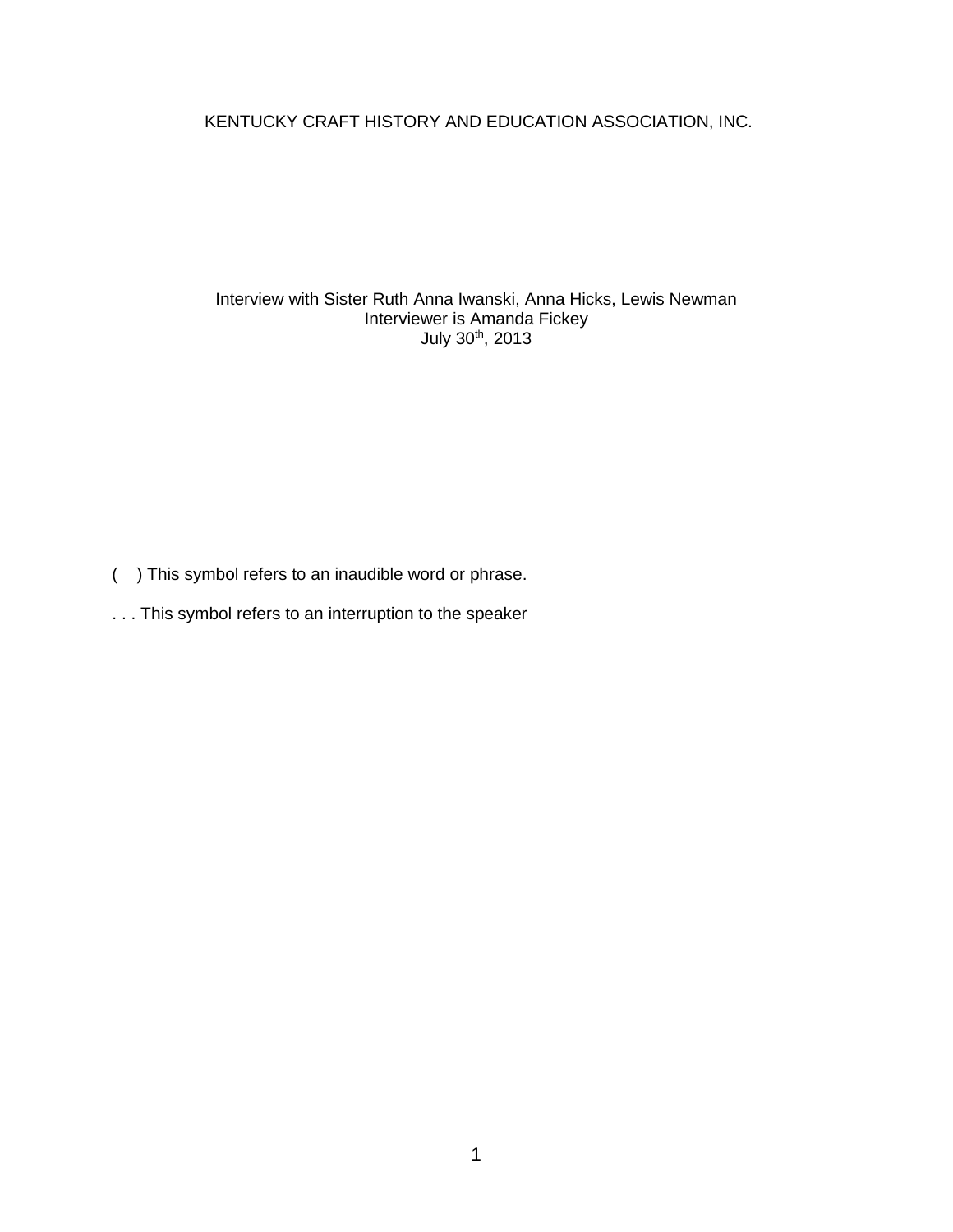KENTUCKY CRAFT HISTORY AND EDUCATION ASSOCIATION, INC.

Interview with Sister Ruth Anna Iwanski, Anna Hicks, Lewis Newman
Interviewer is Amanda Fickey
July 30th, 2013

( ) This symbol refers to an inaudible word or phrase.

. . . This symbol refers to an interruption to the speaker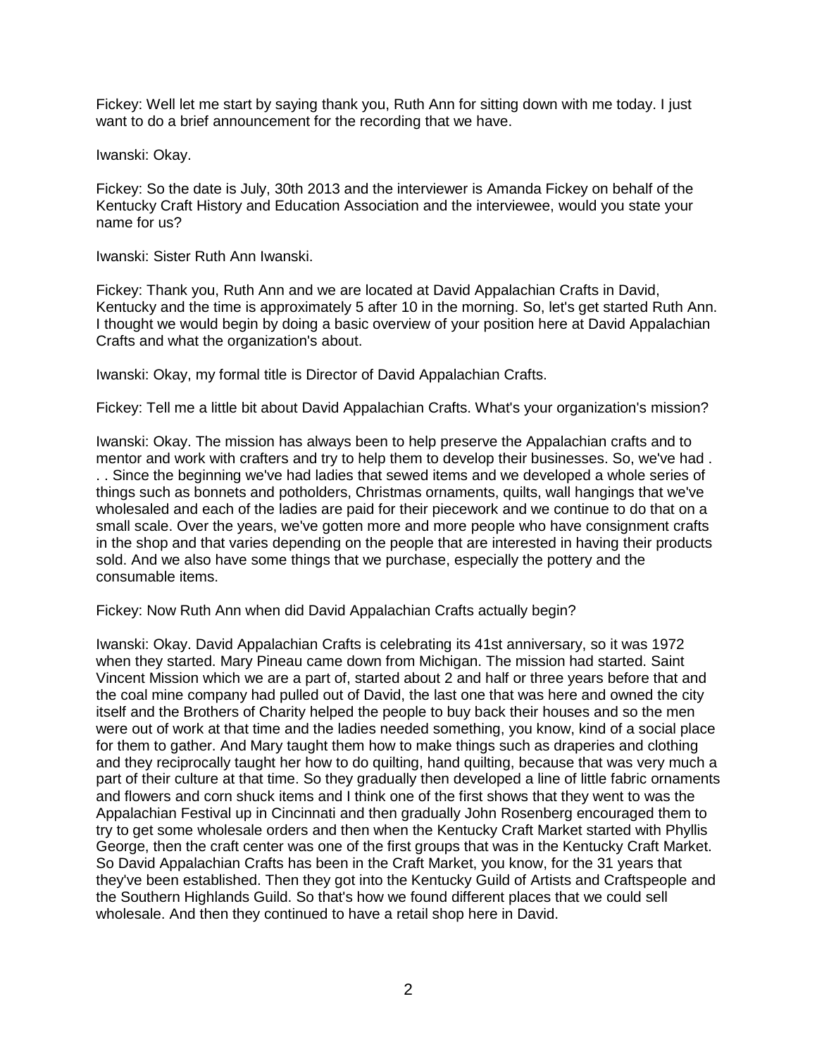Fickey: Well let me start by saying thank you, Ruth Ann for sitting down with me today. I just want to do a brief announcement for the recording that we have.

Iwanski: Okay.

Fickey: So the date is July, 30th 2013 and the interviewer is Amanda Fickey on behalf of the Kentucky Craft History and Education Association and the interviewee, would you state your name for us?

Iwanski: Sister Ruth Ann Iwanski.

Fickey: Thank you, Ruth Ann and we are located at David Appalachian Crafts in David, Kentucky and the time is approximately 5 after 10 in the morning. So, let's get started Ruth Ann. I thought we would begin by doing a basic overview of your position here at David Appalachian Crafts and what the organization's about.

Iwanski: Okay, my formal title is Director of David Appalachian Crafts.

Fickey: Tell me a little bit about David Appalachian Crafts. What's your organization's mission?

Iwanski: Okay. The mission has always been to help preserve the Appalachian crafts and to mentor and work with crafters and try to help them to develop their businesses. So, we've had . . . Since the beginning we've had ladies that sewed items and we developed a whole series of things such as bonnets and potholders, Christmas ornaments, quilts, wall hangings that we've wholesaled and each of the ladies are paid for their piecework and we continue to do that on a small scale. Over the years, we've gotten more and more people who have consignment crafts in the shop and that varies depending on the people that are interested in having their products sold. And we also have some things that we purchase, especially the pottery and the consumable items.

Fickey: Now Ruth Ann when did David Appalachian Crafts actually begin?

Iwanski: Okay. David Appalachian Crafts is celebrating its 41st anniversary, so it was 1972 when they started. Mary Pineau came down from Michigan. The mission had started. Saint Vincent Mission which we are a part of, started about 2 and half or three years before that and the coal mine company had pulled out of David, the last one that was here and owned the city itself and the Brothers of Charity helped the people to buy back their houses and so the men were out of work at that time and the ladies needed something, you know, kind of a social place for them to gather. And Mary taught them how to make things such as draperies and clothing and they reciprocally taught her how to do quilting, hand quilting, because that was very much a part of their culture at that time. So they gradually then developed a line of little fabric ornaments and flowers and corn shuck items and I think one of the first shows that they went to was the Appalachian Festival up in Cincinnati and then gradually John Rosenberg encouraged them to try to get some wholesale orders and then when the Kentucky Craft Market started with Phyllis George, then the craft center was one of the first groups that was in the Kentucky Craft Market. So David Appalachian Crafts has been in the Craft Market, you know, for the 31 years that they've been established. Then they got into the Kentucky Guild of Artists and Craftspeople and the Southern Highlands Guild. So that's how we found different places that we could sell wholesale. And then they continued to have a retail shop here in David.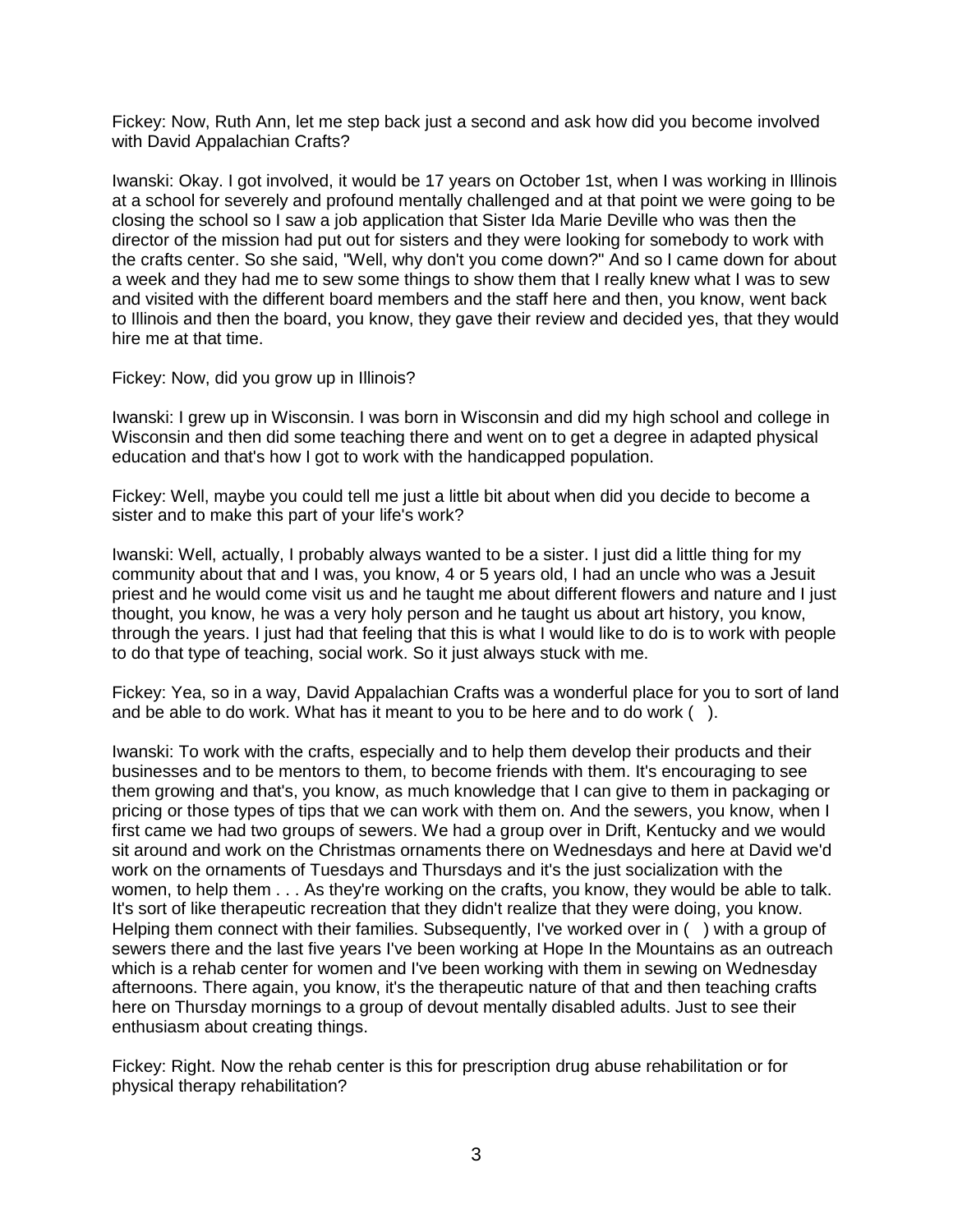Fickey: Now, Ruth Ann, let me step back just a second and ask how did you become involved with David Appalachian Crafts?

Iwanski: Okay. I got involved, it would be 17 years on October 1st, when I was working in Illinois at a school for severely and profound mentally challenged and at that point we were going to be closing the school so I saw a job application that Sister Ida Marie Deville who was then the director of the mission had put out for sisters and they were looking for somebody to work with the crafts center. So she said, "Well, why don't you come down?" And so I came down for about a week and they had me to sew some things to show them that I really knew what I was to sew and visited with the different board members and the staff here and then, you know, went back to Illinois and then the board, you know, they gave their review and decided yes, that they would hire me at that time.

Fickey: Now, did you grow up in Illinois?

Iwanski: I grew up in Wisconsin. I was born in Wisconsin and did my high school and college in Wisconsin and then did some teaching there and went on to get a degree in adapted physical education and that's how I got to work with the handicapped population.

Fickey: Well, maybe you could tell me just a little bit about when did you decide to become a sister and to make this part of your life's work?

Iwanski: Well, actually, I probably always wanted to be a sister. I just did a little thing for my community about that and I was, you know, 4 or 5 years old, I had an uncle who was a Jesuit priest and he would come visit us and he taught me about different flowers and nature and I just thought, you know, he was a very holy person and he taught us about art history, you know, through the years. I just had that feeling that this is what I would like to do is to work with people to do that type of teaching, social work. So it just always stuck with me.

Fickey: Yea, so in a way, David Appalachian Crafts was a wonderful place for you to sort of land and be able to do work. What has it meant to you to be here and to do work ( ).

Iwanski: To work with the crafts, especially and to help them develop their products and their businesses and to be mentors to them, to become friends with them. It's encouraging to see them growing and that's, you know, as much knowledge that I can give to them in packaging or pricing or those types of tips that we can work with them on. And the sewers, you know, when I first came we had two groups of sewers. We had a group over in Drift, Kentucky and we would sit around and work on the Christmas ornaments there on Wednesdays and here at David we'd work on the ornaments of Tuesdays and Thursdays and it's the just socialization with the women, to help them . . . As they're working on the crafts, you know, they would be able to talk. It's sort of like therapeutic recreation that they didn't realize that they were doing, you know. Helping them connect with their families. Subsequently, I've worked over in ( ) with a group of sewers there and the last five years I've been working at Hope In the Mountains as an outreach which is a rehab center for women and I've been working with them in sewing on Wednesday afternoons. There again, you know, it's the therapeutic nature of that and then teaching crafts here on Thursday mornings to a group of devout mentally disabled adults. Just to see their enthusiasm about creating things.

Fickey: Right. Now the rehab center is this for prescription drug abuse rehabilitation or for physical therapy rehabilitation?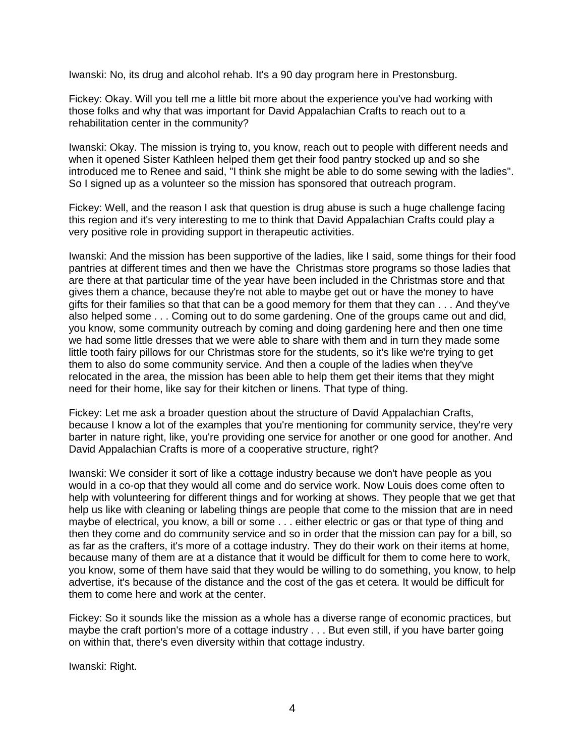Iwanski: No, its drug and alcohol rehab. It's a 90 day program here in Prestonsburg.

Fickey: Okay. Will you tell me a little bit more about the experience you've had working with those folks and why that was important for David Appalachian Crafts to reach out to a rehabilitation center in the community?

Iwanski: Okay. The mission is trying to, you know, reach out to people with different needs and when it opened Sister Kathleen helped them get their food pantry stocked up and so she introduced me to Renee and said, "I think she might be able to do some sewing with the ladies". So I signed up as a volunteer so the mission has sponsored that outreach program.

Fickey: Well, and the reason I ask that question is drug abuse is such a huge challenge facing this region and it's very interesting to me to think that David Appalachian Crafts could play a very positive role in providing support in therapeutic activities.

Iwanski: And the mission has been supportive of the ladies, like I said, some things for their food pantries at different times and then we have the Christmas store programs so those ladies that are there at that particular time of the year have been included in the Christmas store and that gives them a chance, because they're not able to maybe get out or have the money to have gifts for their families so that that can be a good memory for them that they can . . . And they've also helped some . . . Coming out to do some gardening. One of the groups came out and did, you know, some community outreach by coming and doing gardening here and then one time we had some little dresses that we were able to share with them and in turn they made some little tooth fairy pillows for our Christmas store for the students, so it's like we're trying to get them to also do some community service. And then a couple of the ladies when they've relocated in the area, the mission has been able to help them get their items that they might need for their home, like say for their kitchen or linens. That type of thing.

Fickey: Let me ask a broader question about the structure of David Appalachian Crafts, because I know a lot of the examples that you're mentioning for community service, they're very barter in nature right, like, you're providing one service for another or one good for another. And David Appalachian Crafts is more of a cooperative structure, right?

Iwanski: We consider it sort of like a cottage industry because we don't have people as you would in a co-op that they would all come and do service work. Now Louis does come often to help with volunteering for different things and for working at shows. They people that we get that help us like with cleaning or labeling things are people that come to the mission that are in need maybe of electrical, you know, a bill or some . . . either electric or gas or that type of thing and then they come and do community service and so in order that the mission can pay for a bill, so as far as the crafters, it's more of a cottage industry. They do their work on their items at home, because many of them are at a distance that it would be difficult for them to come here to work, you know, some of them have said that they would be willing to do something, you know, to help advertise, it's because of the distance and the cost of the gas et cetera. It would be difficult for them to come here and work at the center.

Fickey: So it sounds like the mission as a whole has a diverse range of economic practices, but maybe the craft portion's more of a cottage industry . . . But even still, if you have barter going on within that, there's even diversity within that cottage industry.

Iwanski: Right.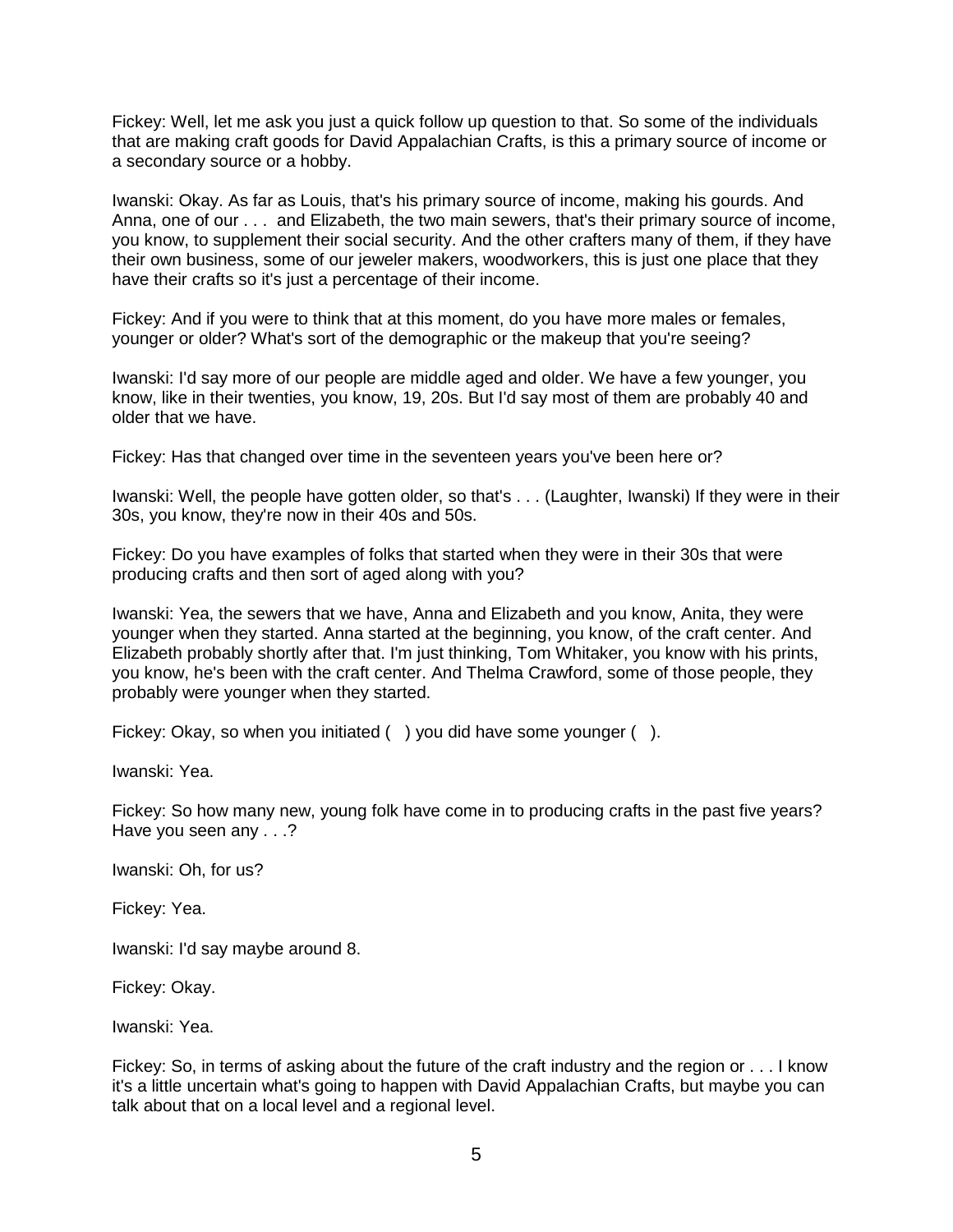Fickey: Well, let me ask you just a quick follow up question to that. So some of the individuals that are making craft goods for David Appalachian Crafts, is this a primary source of income or a secondary source or a hobby.

Iwanski: Okay. As far as Louis, that's his primary source of income, making his gourds. And Anna, one of our . . .  and Elizabeth, the two main sewers, that's their primary source of income, you know, to supplement their social security. And the other crafters many of them, if they have their own business, some of our jeweler makers, woodworkers, this is just one place that they have their crafts so it's just a percentage of their income.

Fickey: And if you were to think that at this moment, do you have more males or females, younger or older? What's sort of the demographic or the makeup that you're seeing?

Iwanski: I'd say more of our people are middle aged and older. We have a few younger, you know, like in their twenties, you know, 19, 20s. But I'd say most of them are probably 40 and older that we have.

Fickey: Has that changed over time in the seventeen years you've been here or?

Iwanski: Well, the people have gotten older, so that's . . . (Laughter, Iwanski) If they were in their 30s, you know, they're now in their 40s and 50s.

Fickey: Do you have examples of folks that started when they were in their 30s that were producing crafts and then sort of aged along with you?

Iwanski: Yea, the sewers that we have, Anna and Elizabeth and you know, Anita, they were younger when they started. Anna started at the beginning, you know, of the craft center. And Elizabeth probably shortly after that. I'm just thinking, Tom Whitaker, you know with his prints, you know, he's been with the craft center. And Thelma Crawford, some of those people, they probably were younger when they started.

Fickey: Okay, so when you initiated (   ) you did have some younger (   ).

Iwanski: Yea.

Fickey: So how many new, young folk have come in to producing crafts in the past five years? Have you seen any . . .?

Iwanski: Oh, for us?

Fickey: Yea.

Iwanski: I'd say maybe around 8.

Fickey: Okay.

Iwanski: Yea.

Fickey: So, in terms of asking about the future of the craft industry and the region or . . . I know it's a little uncertain what's going to happen with David Appalachian Crafts, but maybe you can talk about that on a local level and a regional level.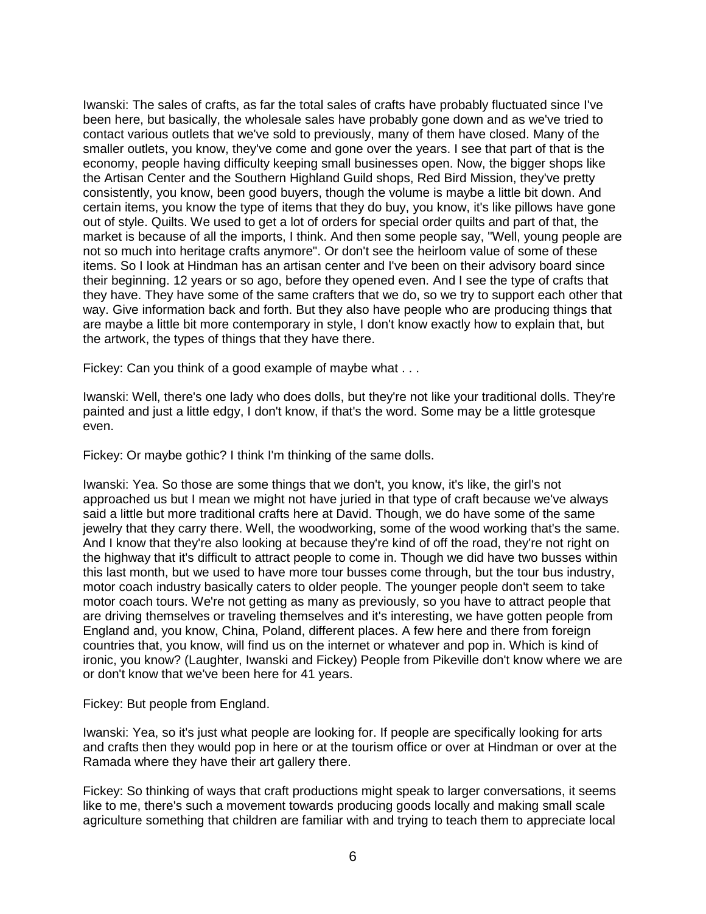Iwanski: The sales of crafts, as far the total sales of crafts have probably fluctuated since I've been here, but basically, the wholesale sales have probably gone down and as we've tried to contact various outlets that we've sold to previously, many of them have closed. Many of the smaller outlets, you know, they've come and gone over the years. I see that part of that is the economy, people having difficulty keeping small businesses open. Now, the bigger shops like the Artisan Center and the Southern Highland Guild shops, Red Bird Mission, they've pretty consistently, you know, been good buyers, though the volume is maybe a little bit down. And certain items, you know the type of items that they do buy, you know, it's like pillows have gone out of style. Quilts. We used to get a lot of orders for special order quilts and part of that, the market is because of all the imports, I think. And then some people say, "Well, young people are not so much into heritage crafts anymore". Or don't see the heirloom value of some of these items. So I look at Hindman has an artisan center and I've been on their advisory board since their beginning. 12 years or so ago, before they opened even. And I see the type of crafts that they have. They have some of the same crafters that we do, so we try to support each other that way. Give information back and forth. But they also have people who are producing things that are maybe a little bit more contemporary in style, I don't know exactly how to explain that, but the artwork, the types of things that they have there.

Fickey: Can you think of a good example of maybe what . . .

Iwanski: Well, there's one lady who does dolls, but they're not like your traditional dolls. They're painted and just a little edgy, I don't know, if that's the word. Some may be a little grotesque even.

Fickey: Or maybe gothic? I think I'm thinking of the same dolls.

Iwanski: Yea. So those are some things that we don't, you know, it's like, the girl's not approached us but I mean we might not have juried in that type of craft because we've always said a little but more traditional crafts here at David. Though, we do have some of the same jewelry that they carry there. Well, the woodworking, some of the wood working that's the same. And I know that they're also looking at because they're kind of off the road, they're not right on the highway that it's difficult to attract people to come in. Though we did have two busses within this last month, but we used to have more tour busses come through, but the tour bus industry, motor coach industry basically caters to older people. The younger people don't seem to take motor coach tours. We're not getting as many as previously, so you have to attract people that are driving themselves or traveling themselves and it's interesting, we have gotten people from England and, you know, China, Poland, different places. A few here and there from foreign countries that, you know, will find us on the internet or whatever and pop in. Which is kind of ironic, you know? (Laughter, Iwanski and Fickey) People from Pikeville don't know where we are or don't know that we've been here for 41 years.

Fickey: But people from England.

Iwanski: Yea, so it's just what people are looking for. If people are specifically looking for arts and crafts then they would pop in here or at the tourism office or over at Hindman or over at the Ramada where they have their art gallery there.

Fickey: So thinking of ways that craft productions might speak to larger conversations, it seems like to me, there's such a movement towards producing goods locally and making small scale agriculture something that children are familiar with and trying to teach them to appreciate local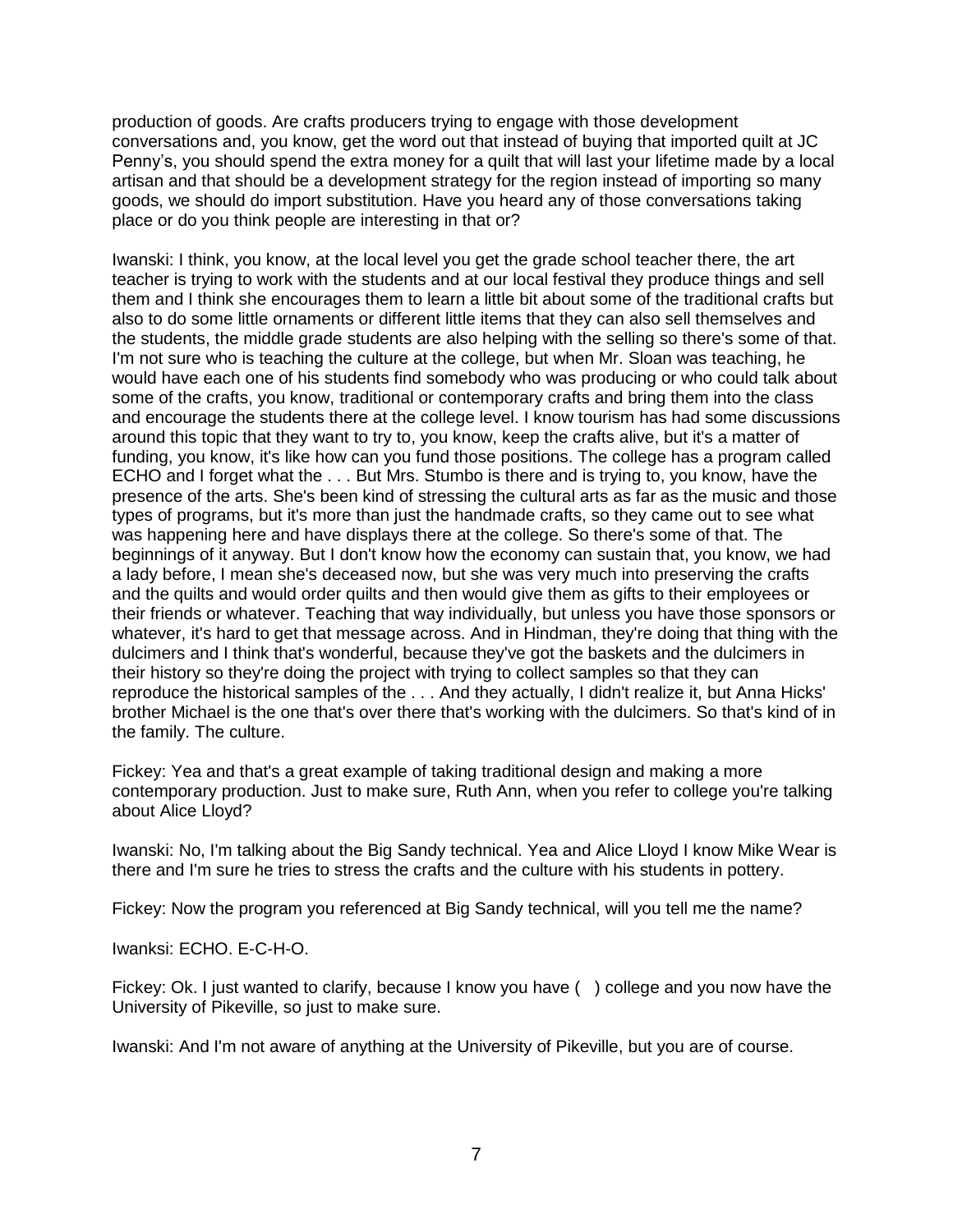production of goods. Are crafts producers trying to engage with those development conversations and, you know, get the word out that instead of buying that imported quilt at JC Penny's, you should spend the extra money for a quilt that will last your lifetime made by a local artisan and that should be a development strategy for the region instead of importing so many goods, we should do import substitution. Have you heard any of those conversations taking place or do you think people are interesting in that or?

Iwanski: I think, you know, at the local level you get the grade school teacher there, the art teacher is trying to work with the students and at our local festival they produce things and sell them and I think she encourages them to learn a little bit about some of the traditional crafts but also to do some little ornaments or different little items that they can also sell themselves and the students, the middle grade students are also helping with the selling so there's some of that. I'm not sure who is teaching the culture at the college, but when Mr. Sloan was teaching, he would have each one of his students find somebody who was producing or who could talk about some of the crafts, you know, traditional or contemporary crafts and bring them into the class and encourage the students there at the college level. I know tourism has had some discussions around this topic that they want to try to, you know, keep the crafts alive, but it's a matter of funding, you know, it's like how can you fund those positions. The college has a program called ECHO and I forget what the . . . But Mrs. Stumbo is there and is trying to, you know, have the presence of the arts. She's been kind of stressing the cultural arts as far as the music and those types of programs, but it's more than just the handmade crafts, so they came out to see what was happening here and have displays there at the college. So there's some of that. The beginnings of it anyway. But I don't know how the economy can sustain that, you know, we had a lady before, I mean she's deceased now, but she was very much into preserving the crafts and the quilts and would order quilts and then would give them as gifts to their employees or their friends or whatever. Teaching that way individually, but unless you have those sponsors or whatever, it's hard to get that message across. And in Hindman, they're doing that thing with the dulcimers and I think that's wonderful, because they've got the baskets and the dulcimers in their history so they're doing the project with trying to collect samples so that they can reproduce the historical samples of the . . . And they actually, I didn't realize it, but Anna Hicks' brother Michael is the one that's over there that's working with the dulcimers. So that's kind of in the family. The culture.

Fickey: Yea and that's a great example of taking traditional design and making a more contemporary production. Just to make sure, Ruth Ann, when you refer to college you're talking about Alice Lloyd?

Iwanski: No, I'm talking about the Big Sandy technical. Yea and Alice Lloyd I know Mike Wear is there and I'm sure he tries to stress the crafts and the culture with his students in pottery.

Fickey: Now the program you referenced at Big Sandy technical, will you tell me the name?

Iwanksi: ECHO. E-C-H-O.

Fickey: Ok. I just wanted to clarify, because I know you have ( ) college and you now have the University of Pikeville, so just to make sure.

Iwanski: And I'm not aware of anything at the University of Pikeville, but you are of course.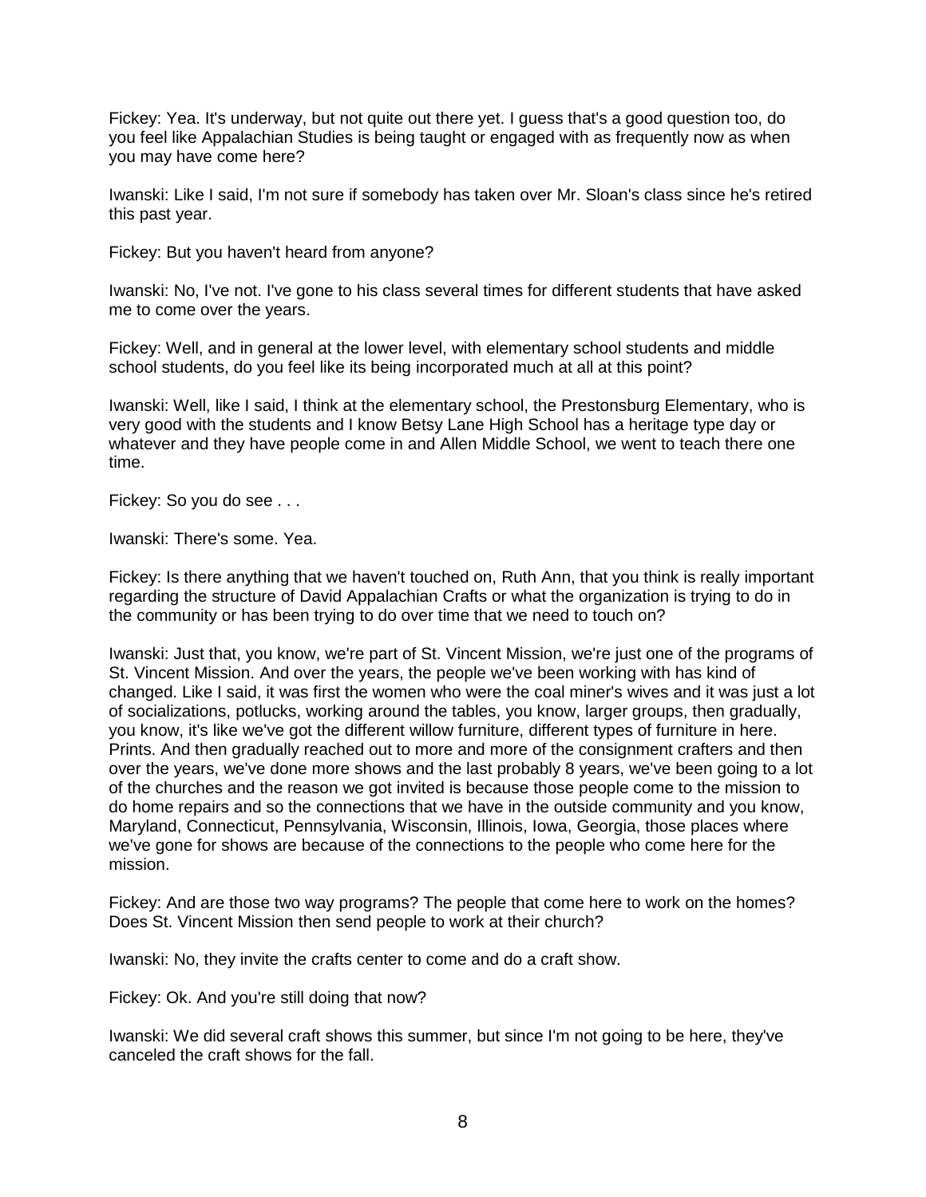Fickey: Yea. It's underway, but not quite out there yet. I guess that's a good question too, do you feel like Appalachian Studies is being taught or engaged with as frequently now as when you may have come here?

Iwanski: Like I said, I'm not sure if somebody has taken over Mr. Sloan's class since he's retired this past year.

Fickey: But you haven't heard from anyone?

Iwanski: No, I've not. I've gone to his class several times for different students that have asked me to come over the years.

Fickey: Well, and in general at the lower level, with elementary school students and middle school students, do you feel like its being incorporated much at all at this point?

Iwanski: Well, like I said, I think at the elementary school, the Prestonsburg Elementary, who is very good with the students and I know Betsy Lane High School has a heritage type day or whatever and they have people come in and Allen Middle School, we went to teach there one time.

Fickey: So you do see . . .

Iwanski: There's some. Yea.

Fickey: Is there anything that we haven't touched on, Ruth Ann, that you think is really important regarding the structure of David Appalachian Crafts or what the organization is trying to do in the community or has been trying to do over time that we need to touch on?

Iwanski: Just that, you know, we're part of St. Vincent Mission, we're just one of the programs of St. Vincent Mission. And over the years, the people we've been working with has kind of changed. Like I said, it was first the women who were the coal miner's wives and it was just a lot of socializations, potlucks, working around the tables, you know, larger groups, then gradually, you know, it's like we've got the different willow furniture, different types of furniture in here. Prints. And then gradually reached out to more and more of the consignment crafters and then over the years, we've done more shows and the last probably 8 years, we've been going to a lot of the churches and the reason we got invited is because those people come to the mission to do home repairs and so the connections that we have in the outside community and you know, Maryland, Connecticut, Pennsylvania, Wisconsin, Illinois, Iowa, Georgia, those places where we've gone for shows are because of the connections to the people who come here for the mission.

Fickey: And are those two way programs? The people that come here to work on the homes? Does St. Vincent Mission then send people to work at their church?

Iwanski: No, they invite the crafts center to come and do a craft show.

Fickey: Ok. And you're still doing that now?

Iwanski: We did several craft shows this summer, but since I'm not going to be here, they've canceled the craft shows for the fall.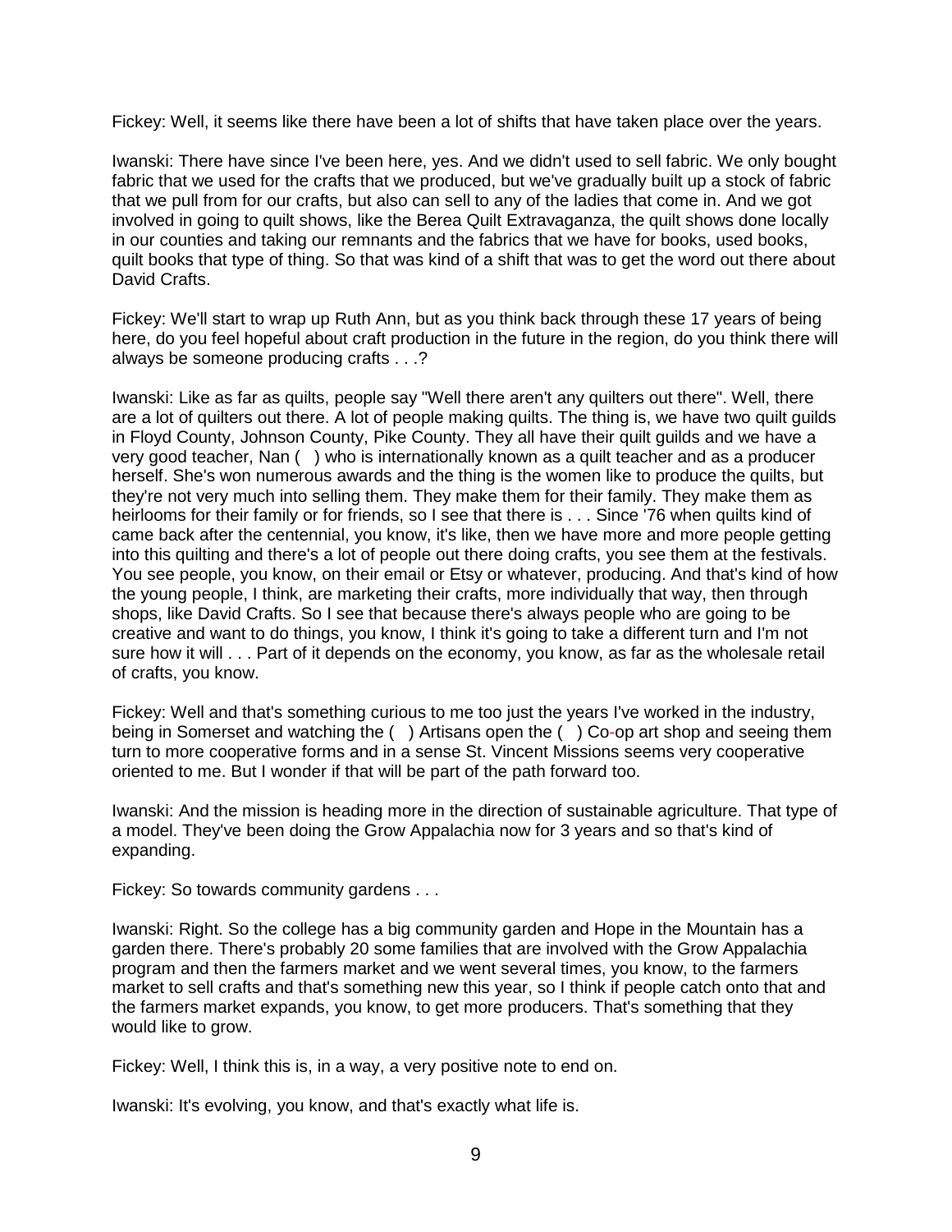Fickey: Well, it seems like there have been a lot of shifts that have taken place over the years.

Iwanski: There have since I've been here, yes. And we didn't used to sell fabric. We only bought fabric that we used for the crafts that we produced, but we've gradually built up a stock of fabric that we pull from for our crafts, but also can sell to any of the ladies that come in. And we got involved in going to quilt shows, like the Berea Quilt Extravaganza, the quilt shows done locally in our counties and taking our remnants and the fabrics that we have for books, used books, quilt books that type of thing. So that was kind of a shift that was to get the word out there about David Crafts.

Fickey: We'll start to wrap up Ruth Ann, but as you think back through these 17 years of being here, do you feel hopeful about craft production in the future in the region, do you think there will always be someone producing crafts . . .?

Iwanski: Like as far as quilts, people say "Well there aren't any quilters out there". Well, there are a lot of quilters out there. A lot of people making quilts. The thing is, we have two quilt guilds in Floyd County, Johnson County, Pike County. They all have their quilt guilds and we have a very good teacher, Nan ( ) who is internationally known as a quilt teacher and as a producer herself. She's won numerous awards and the thing is the women like to produce the quilts, but they're not very much into selling them. They make them for their family. They make them as heirlooms for their family or for friends, so I see that there is . . . Since '76 when quilts kind of came back after the centennial, you know, it's like, then we have more and more people getting into this quilting and there's a lot of people out there doing crafts, you see them at the festivals. You see people, you know, on their email or Etsy or whatever, producing. And that's kind of how the young people, I think, are marketing their crafts, more individually that way, then through shops, like David Crafts. So I see that because there's always people who are going to be creative and want to do things, you know, I think it's going to take a different turn and I'm not sure how it will . . . Part of it depends on the economy, you know, as far as the wholesale retail of crafts, you know.

Fickey: Well and that's something curious to me too just the years I've worked in the industry, being in Somerset and watching the ( ) Artisans open the ( ) Co-op art shop and seeing them turn to more cooperative forms and in a sense St. Vincent Missions seems very cooperative oriented to me. But I wonder if that will be part of the path forward too.

Iwanski: And the mission is heading more in the direction of sustainable agriculture. That type of a model. They've been doing the Grow Appalachia now for 3 years and so that's kind of expanding.

Fickey: So towards community gardens . . .

Iwanski: Right. So the college has a big community garden and Hope in the Mountain has a garden there. There's probably 20 some families that are involved with the Grow Appalachia program and then the farmers market and we went several times, you know, to the farmers market to sell crafts and that's something new this year, so I think if people catch onto that and the farmers market expands, you know, to get more producers. That's something that they would like to grow.

Fickey: Well, I think this is, in a way, a very positive note to end on.

Iwanski: It's evolving, you know, and that's exactly what life is.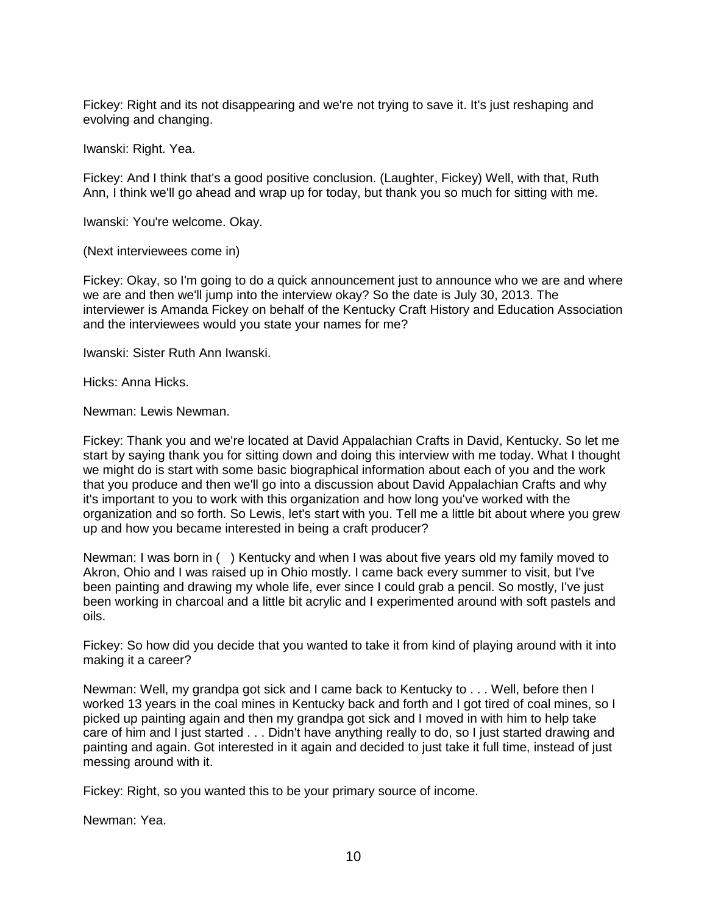Fickey: Right and its not disappearing and we're not trying to save it. It's just reshaping and evolving and changing.

Iwanski: Right. Yea.

Fickey: And I think that's a good positive conclusion. (Laughter, Fickey) Well, with that, Ruth Ann, I think we'll go ahead and wrap up for today, but thank you so much for sitting with me.

Iwanski: You're welcome. Okay.

(Next interviewees come in)

Fickey: Okay, so I'm going to do a quick announcement just to announce who we are and where we are and then we'll jump into the interview okay? So the date is July 30, 2013. The interviewer is Amanda Fickey on behalf of the Kentucky Craft History and Education Association and the interviewees would you state your names for me?

Iwanski: Sister Ruth Ann Iwanski.

Hicks: Anna Hicks.

Newman: Lewis Newman.

Fickey: Thank you and we're located at David Appalachian Crafts in David, Kentucky. So let me start by saying thank you for sitting down and doing this interview with me today. What I thought we might do is start with some basic biographical information about each of you and the work that you produce and then we'll go into a discussion about David Appalachian Crafts and why it's important to you to work with this organization and how long you've worked with the organization and so forth. So Lewis, let's start with you. Tell me a little bit about where you grew up and how you became interested in being a craft producer?

Newman: I was born in ( ) Kentucky and when I was about five years old my family moved to Akron, Ohio and I was raised up in Ohio mostly. I came back every summer to visit, but I've been painting and drawing my whole life, ever since I could grab a pencil. So mostly, I've just been working in charcoal and a little bit acrylic and I experimented around with soft pastels and oils.

Fickey: So how did you decide that you wanted to take it from kind of playing around with it into making it a career?

Newman: Well, my grandpa got sick and I came back to Kentucky to . . . Well, before then I worked 13 years in the coal mines in Kentucky back and forth and I got tired of coal mines, so I picked up painting again and then my grandpa got sick and I moved in with him to help take care of him and I just started . . . Didn't have anything really to do, so I just started drawing and painting and again. Got interested in it again and decided to just take it full time, instead of just messing around with it.

Fickey: Right, so you wanted this to be your primary source of income.

Newman: Yea.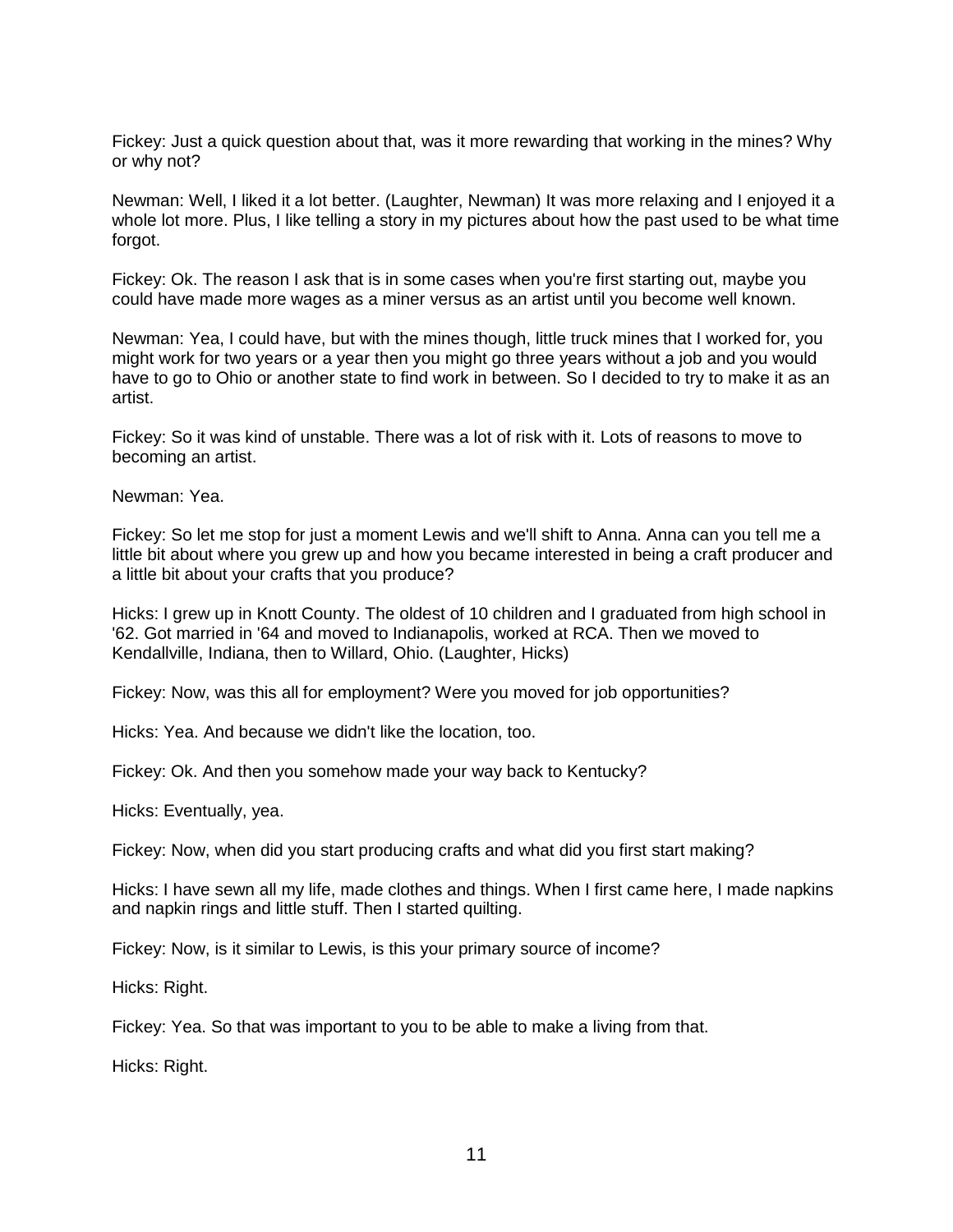Fickey: Just a quick question about that, was it more rewarding that working in the mines? Why or why not?

Newman: Well, I liked it a lot better. (Laughter, Newman) It was more relaxing and I enjoyed it a whole lot more. Plus, I like telling a story in my pictures about how the past used to be what time forgot.

Fickey: Ok. The reason I ask that is in some cases when you're first starting out, maybe you could have made more wages as a miner versus as an artist until you become well known.

Newman: Yea, I could have, but with the mines though, little truck mines that I worked for, you might work for two years or a year then you might go three years without a job and you would have to go to Ohio or another state to find work in between. So I decided to try to make it as an artist.

Fickey: So it was kind of unstable. There was a lot of risk with it. Lots of reasons to move to becoming an artist.

Newman: Yea.

Fickey: So let me stop for just a moment Lewis and we'll shift to Anna. Anna can you tell me a little bit about where you grew up and how you became interested in being a craft producer and a little bit about your crafts that you produce?

Hicks: I grew up in Knott County. The oldest of 10 children and I graduated from high school in '62. Got married in '64 and moved to Indianapolis, worked at RCA. Then we moved to Kendallville, Indiana, then to Willard, Ohio. (Laughter, Hicks)

Fickey: Now, was this all for employment? Were you moved for job opportunities?

Hicks: Yea. And because we didn't like the location, too.

Fickey: Ok. And then you somehow made your way back to Kentucky?

Hicks: Eventually, yea.

Fickey: Now, when did you start producing crafts and what did you first start making?

Hicks: I have sewn all my life, made clothes and things. When I first came here, I made napkins and napkin rings and little stuff. Then I started quilting.

Fickey: Now, is it similar to Lewis, is this your primary source of income?

Hicks: Right.

Fickey: Yea. So that was important to you to be able to make a living from that.

Hicks: Right.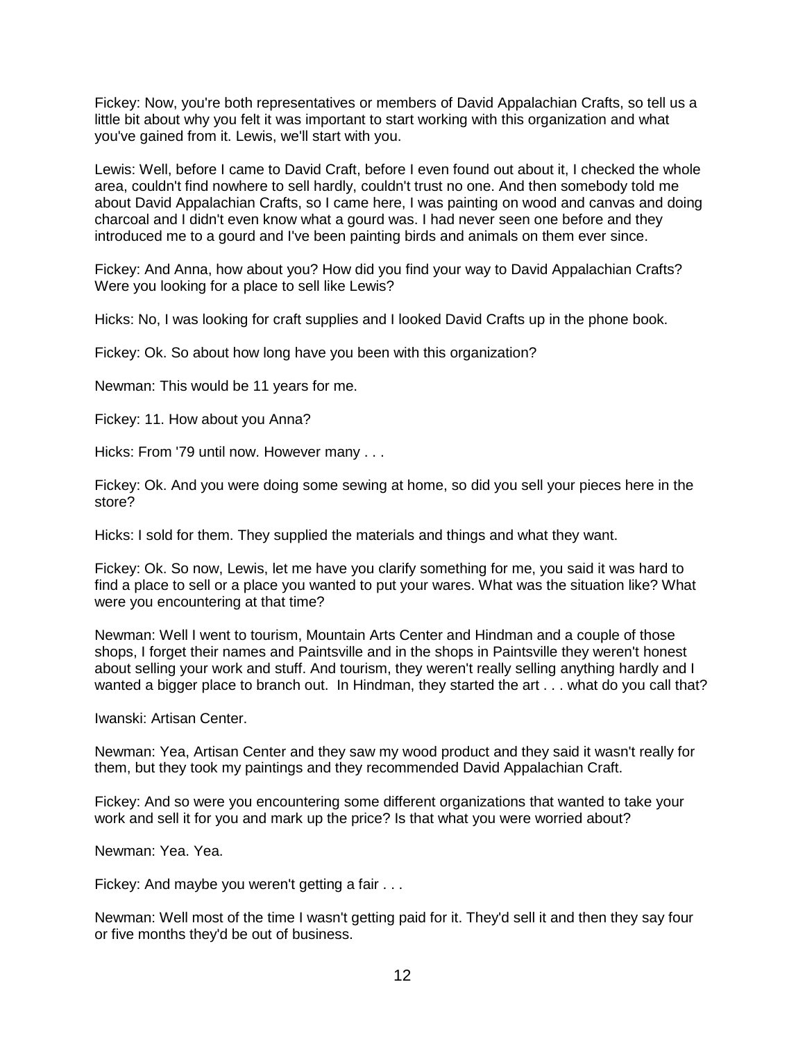Fickey: Now, you're both representatives or members of David Appalachian Crafts, so tell us a little bit about why you felt it was important to start working with this organization and what you've gained from it. Lewis, we'll start with you.

Lewis: Well, before I came to David Craft, before I even found out about it, I checked the whole area, couldn't find nowhere to sell hardly, couldn't trust no one. And then somebody told me about David Appalachian Crafts, so I came here, I was painting on wood and canvas and doing charcoal and I didn't even know what a gourd was. I had never seen one before and they introduced me to a gourd and I've been painting birds and animals on them ever since.

Fickey: And Anna, how about you? How did you find your way to David Appalachian Crafts? Were you looking for a place to sell like Lewis?

Hicks: No, I was looking for craft supplies and I looked David Crafts up in the phone book.

Fickey: Ok. So about how long have you been with this organization?

Newman: This would be 11 years for me.

Fickey: 11. How about you Anna?

Hicks: From '79 until now. However many . . .

Fickey: Ok. And you were doing some sewing at home, so did you sell your pieces here in the store?

Hicks: I sold for them. They supplied the materials and things and what they want.

Fickey: Ok. So now, Lewis, let me have you clarify something for me, you said it was hard to find a place to sell or a place you wanted to put your wares. What was the situation like? What were you encountering at that time?

Newman: Well I went to tourism, Mountain Arts Center and Hindman and a couple of those shops, I forget their names and Paintsville and in the shops in Paintsville they weren't honest about selling your work and stuff. And tourism, they weren't really selling anything hardly and I wanted a bigger place to branch out. In Hindman, they started the art . . . what do you call that?

Iwanski: Artisan Center.

Newman: Yea, Artisan Center and they saw my wood product and they said it wasn't really for them, but they took my paintings and they recommended David Appalachian Craft.

Fickey: And so were you encountering some different organizations that wanted to take your work and sell it for you and mark up the price? Is that what you were worried about?

Newman: Yea. Yea.

Fickey: And maybe you weren't getting a fair . . .

Newman: Well most of the time I wasn't getting paid for it. They'd sell it and then they say four or five months they'd be out of business.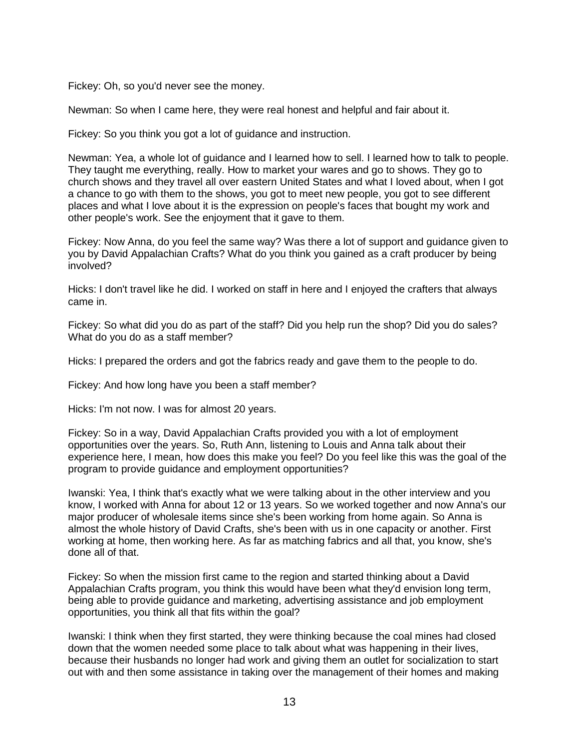Fickey: Oh, so you'd never see the money.

Newman: So when I came here, they were real honest and helpful and fair about it.

Fickey: So you think you got a lot of guidance and instruction.

Newman: Yea, a whole lot of guidance and I learned how to sell. I learned how to talk to people. They taught me everything, really. How to market your wares and go to shows. They go to church shows and they travel all over eastern United States and what I loved about, when I got a chance to go with them to the shows, you got to meet new people, you got to see different places and what I love about it is the expression on people's faces that bought my work and other people's work. See the enjoyment that it gave to them.

Fickey: Now Anna, do you feel the same way? Was there a lot of support and guidance given to you by David Appalachian Crafts? What do you think you gained as a craft producer by being involved?

Hicks: I don't travel like he did. I worked on staff in here and I enjoyed the crafters that always came in.

Fickey: So what did you do as part of the staff? Did you help run the shop? Did you do sales? What do you do as a staff member?

Hicks: I prepared the orders and got the fabrics ready and gave them to the people to do.

Fickey: And how long have you been a staff member?

Hicks: I'm not now. I was for almost 20 years.

Fickey: So in a way, David Appalachian Crafts provided you with a lot of employment opportunities over the years. So, Ruth Ann, listening to Louis and Anna talk about their experience here, I mean, how does this make you feel? Do you feel like this was the goal of the program to provide guidance and employment opportunities?

Iwanski: Yea, I think that's exactly what we were talking about in the other interview and you know, I worked with Anna for about 12 or 13 years. So we worked together and now Anna's our major producer of wholesale items since she's been working from home again. So Anna is almost the whole history of David Crafts, she's been with us in one capacity or another. First working at home, then working here. As far as matching fabrics and all that, you know, she's done all of that.

Fickey: So when the mission first came to the region and started thinking about a David Appalachian Crafts program, you think this would have been what they'd envision long term, being able to provide guidance and marketing, advertising assistance and job employment opportunities, you think all that fits within the goal?

Iwanski: I think when they first started, they were thinking because the coal mines had closed down that the women needed some place to talk about what was happening in their lives, because their husbands no longer had work and giving them an outlet for socialization to start out with and then some assistance in taking over the management of their homes and making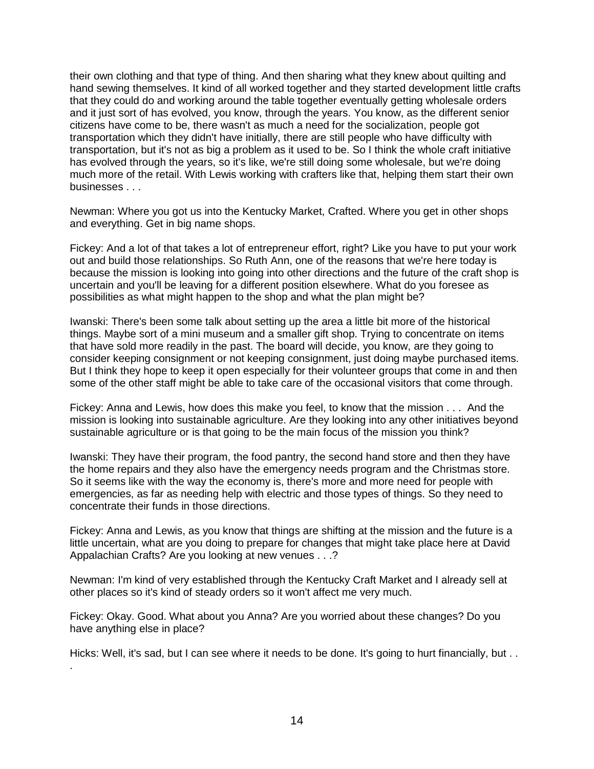their own clothing and that type of thing. And then sharing what they knew about quilting and hand sewing themselves. It kind of all worked together and they started development little crafts that they could do and working around the table together eventually getting wholesale orders and it just sort of has evolved, you know, through the years. You know, as the different senior citizens have come to be, there wasn't as much a need for the socialization, people got transportation which they didn't have initially, there are still people who have difficulty with transportation, but it's not as big a problem as it used to be. So I think the whole craft initiative has evolved through the years, so it's like, we're still doing some wholesale, but we're doing much more of the retail. With Lewis working with crafters like that, helping them start their own businesses . . .

Newman: Where you got us into the Kentucky Market, Crafted. Where you get in other shops and everything. Get in big name shops.

Fickey: And a lot of that takes a lot of entrepreneur effort, right? Like you have to put your work out and build those relationships. So Ruth Ann, one of the reasons that we're here today is because the mission is looking into going into other directions and the future of the craft shop is uncertain and you'll be leaving for a different position elsewhere. What do you foresee as possibilities as what might happen to the shop and what the plan might be?

Iwanski: There's been some talk about setting up the area a little bit more of the historical things. Maybe sort of a mini museum and a smaller gift shop. Trying to concentrate on items that have sold more readily in the past. The board will decide, you know, are they going to consider keeping consignment or not keeping consignment, just doing maybe purchased items. But I think they hope to keep it open especially for their volunteer groups that come in and then some of the other staff might be able to take care of the occasional visitors that come through.

Fickey: Anna and Lewis, how does this make you feel, to know that the mission . . . And the mission is looking into sustainable agriculture. Are they looking into any other initiatives beyond sustainable agriculture or is that going to be the main focus of the mission you think?

Iwanski: They have their program, the food pantry, the second hand store and then they have the home repairs and they also have the emergency needs program and the Christmas store. So it seems like with the way the economy is, there's more and more need for people with emergencies, as far as needing help with electric and those types of things. So they need to concentrate their funds in those directions.

Fickey: Anna and Lewis, as you know that things are shifting at the mission and the future is a little uncertain, what are you doing to prepare for changes that might take place here at David Appalachian Crafts? Are you looking at new venues . . .?

Newman: I'm kind of very established through the Kentucky Craft Market and I already sell at other places so it's kind of steady orders so it won't affect me very much.

Fickey: Okay. Good. What about you Anna? Are you worried about these changes? Do you have anything else in place?

Hicks: Well, it's sad, but I can see where it needs to be done. It's going to hurt financially, but . . .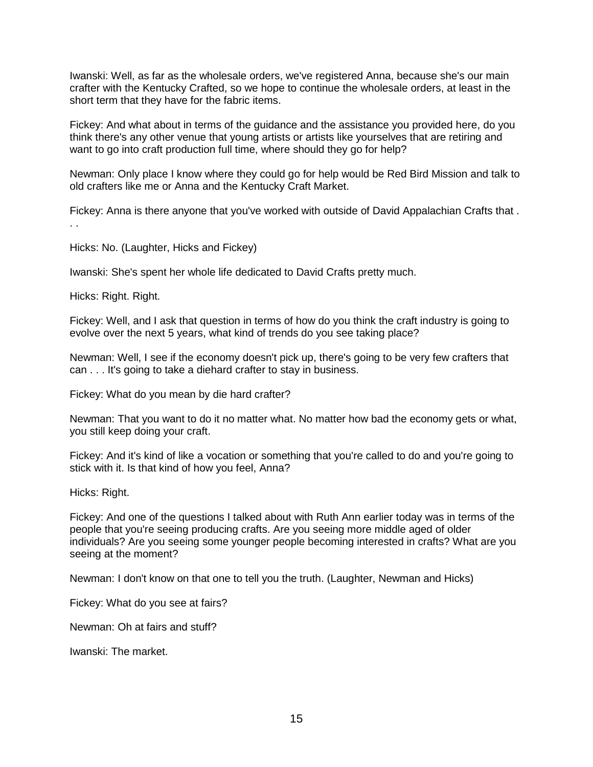Iwanski: Well, as far as the wholesale orders, we've registered Anna, because she's our main crafter with the Kentucky Crafted, so we hope to continue the wholesale orders, at least in the short term that they have for the fabric items.

Fickey: And what about in terms of the guidance and the assistance you provided here, do you think there's any other venue that young artists or artists like yourselves that are retiring and want to go into craft production full time, where should they go for help?

Newman: Only place I know where they could go for help would be Red Bird Mission and talk to old crafters like me or Anna and the Kentucky Craft Market.

Fickey: Anna is there anyone that you've worked with outside of David Appalachian Crafts that . . .

Hicks: No. (Laughter, Hicks and Fickey)

Iwanski: She's spent her whole life dedicated to David Crafts pretty much.

Hicks: Right. Right.

Fickey: Well, and I ask that question in terms of how do you think the craft industry is going to evolve over the next 5 years, what kind of trends do you see taking place?

Newman: Well, I see if the economy doesn't pick up, there's going to be very few crafters that can . . . It's going to take a diehard crafter to stay in business.

Fickey: What do you mean by die hard crafter?

Newman: That you want to do it no matter what. No matter how bad the economy gets or what, you still keep doing your craft.

Fickey: And it's kind of like a vocation or something that you're called to do and you're going to stick with it. Is that kind of how you feel, Anna?

Hicks: Right.

Fickey: And one of the questions I talked about with Ruth Ann earlier today was in terms of the people that you're seeing producing crafts. Are you seeing more middle aged of older individuals? Are you seeing some younger people becoming interested in crafts? What are you seeing at the moment?

Newman: I don't know on that one to tell you the truth. (Laughter, Newman and Hicks)

Fickey: What do you see at fairs?

Newman: Oh at fairs and stuff?

Iwanski: The market.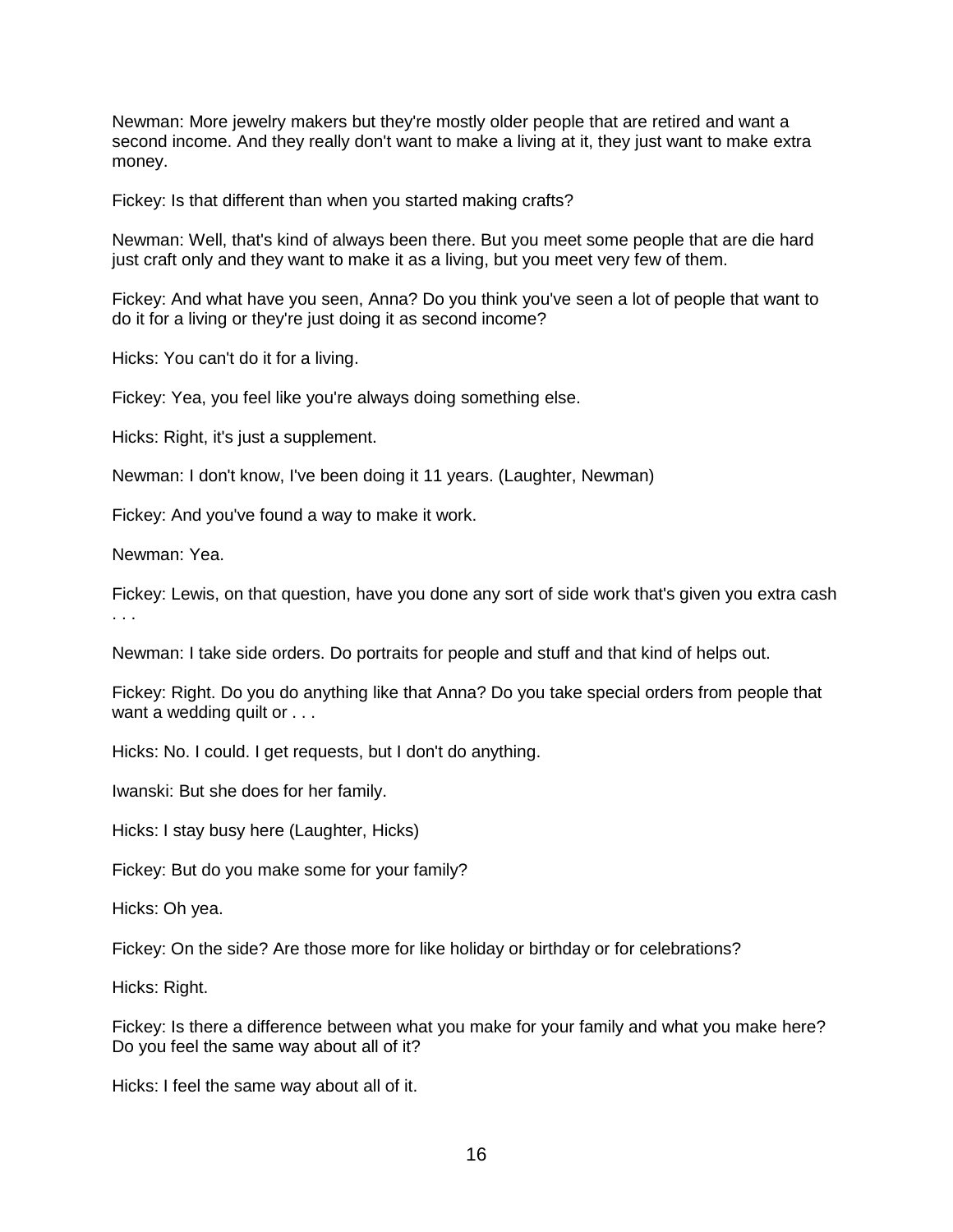Newman: More jewelry makers but they're mostly older people that are retired and want a second income. And they really don't want to make a living at it, they just want to make extra money.

Fickey: Is that different than when you started making crafts?

Newman: Well, that's kind of always been there. But you meet some people that are die hard just craft only and they want to make it as a living, but you meet very few of them.

Fickey: And what have you seen, Anna? Do you think you've seen a lot of people that want to do it for a living or they're just doing it as second income?

Hicks: You can't do it for a living.

Fickey: Yea, you feel like you're always doing something else.

Hicks: Right, it's just a supplement.

Newman: I don't know, I've been doing it 11 years. (Laughter, Newman)

Fickey: And you've found a way to make it work.

Newman: Yea.

Fickey: Lewis, on that question, have you done any sort of side work that's given you extra cash . . .

Newman: I take side orders. Do portraits for people and stuff and that kind of helps out.

Fickey: Right. Do you do anything like that Anna? Do you take special orders from people that want a wedding quilt or . . .

Hicks: No. I could. I get requests, but I don't do anything.

Iwanski: But she does for her family.

Hicks: I stay busy here (Laughter, Hicks)

Fickey: But do you make some for your family?

Hicks: Oh yea.

Fickey: On the side? Are those more for like holiday or birthday or for celebrations?

Hicks: Right.

Fickey: Is there a difference between what you make for your family and what you make here? Do you feel the same way about all of it?

Hicks: I feel the same way about all of it.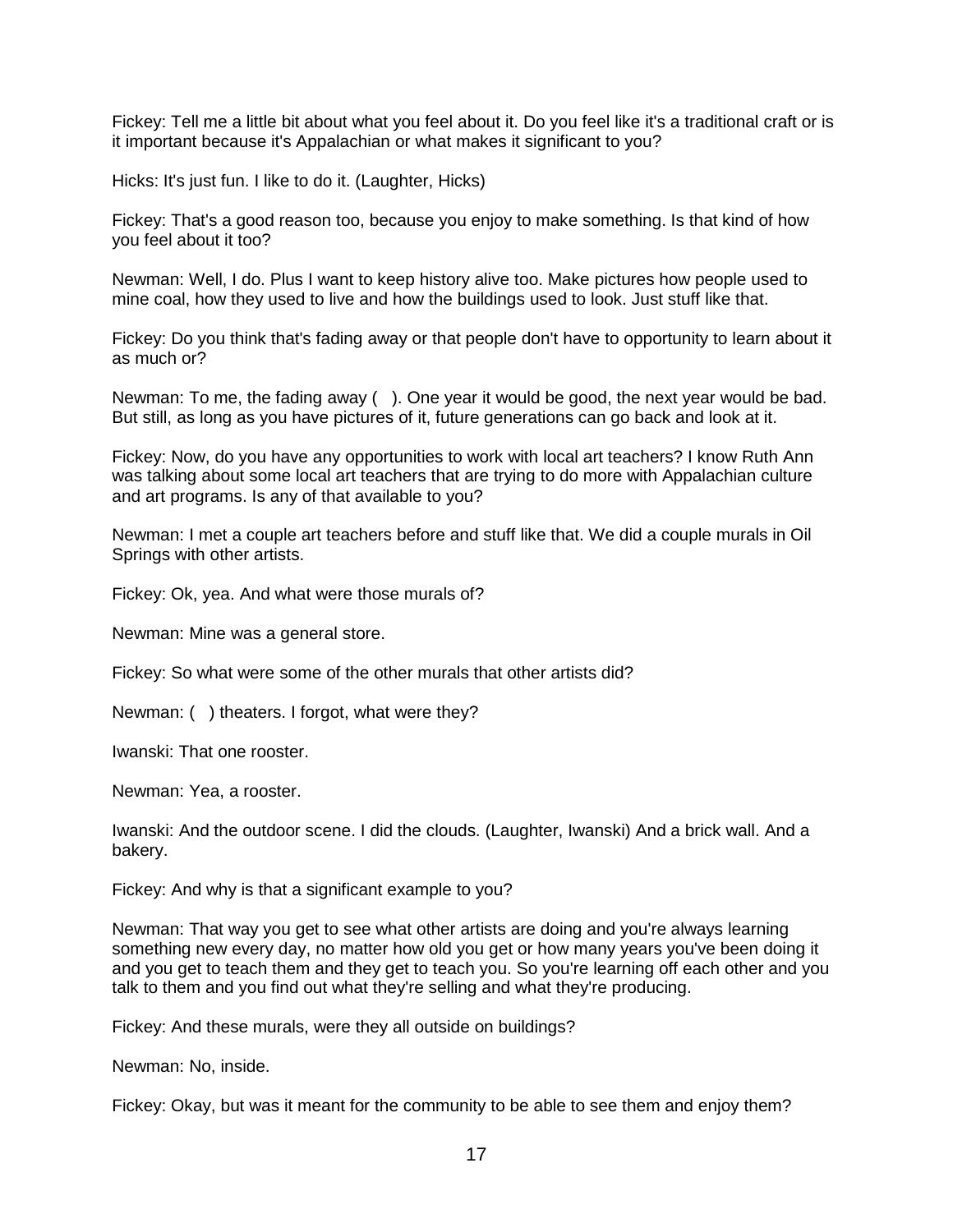Fickey: Tell me a little bit about what you feel about it. Do you feel like it's a traditional craft or is it important because it's Appalachian or what makes it significant to you?

Hicks: It's just fun. I like to do it. (Laughter, Hicks)

Fickey: That's a good reason too, because you enjoy to make something. Is that kind of how you feel about it too?

Newman: Well, I do. Plus I want to keep history alive too. Make pictures how people used to mine coal, how they used to live and how the buildings used to look. Just stuff like that.

Fickey: Do you think that's fading away or that people don't have to opportunity to learn about it as much or?

Newman: To me, the fading away ( ). One year it would be good, the next year would be bad. But still, as long as you have pictures of it, future generations can go back and look at it.

Fickey: Now, do you have any opportunities to work with local art teachers? I know Ruth Ann was talking about some local art teachers that are trying to do more with Appalachian culture and art programs. Is any of that available to you?

Newman: I met a couple art teachers before and stuff like that. We did a couple murals in Oil Springs with other artists.

Fickey: Ok, yea. And what were those murals of?

Newman: Mine was a general store.

Fickey: So what were some of the other murals that other artists did?

Newman: ( ) theaters. I forgot, what were they?

Iwanski: That one rooster.

Newman: Yea, a rooster.

Iwanski: And the outdoor scene. I did the clouds. (Laughter, Iwanski) And a brick wall. And a bakery.

Fickey: And why is that a significant example to you?

Newman: That way you get to see what other artists are doing and you're always learning something new every day, no matter how old you get or how many years you've been doing it and you get to teach them and they get to teach you. So you're learning off each other and you talk to them and you find out what they're selling and what they're producing.

Fickey: And these murals, were they all outside on buildings?

Newman: No, inside.

Fickey: Okay, but was it meant for the community to be able to see them and enjoy them?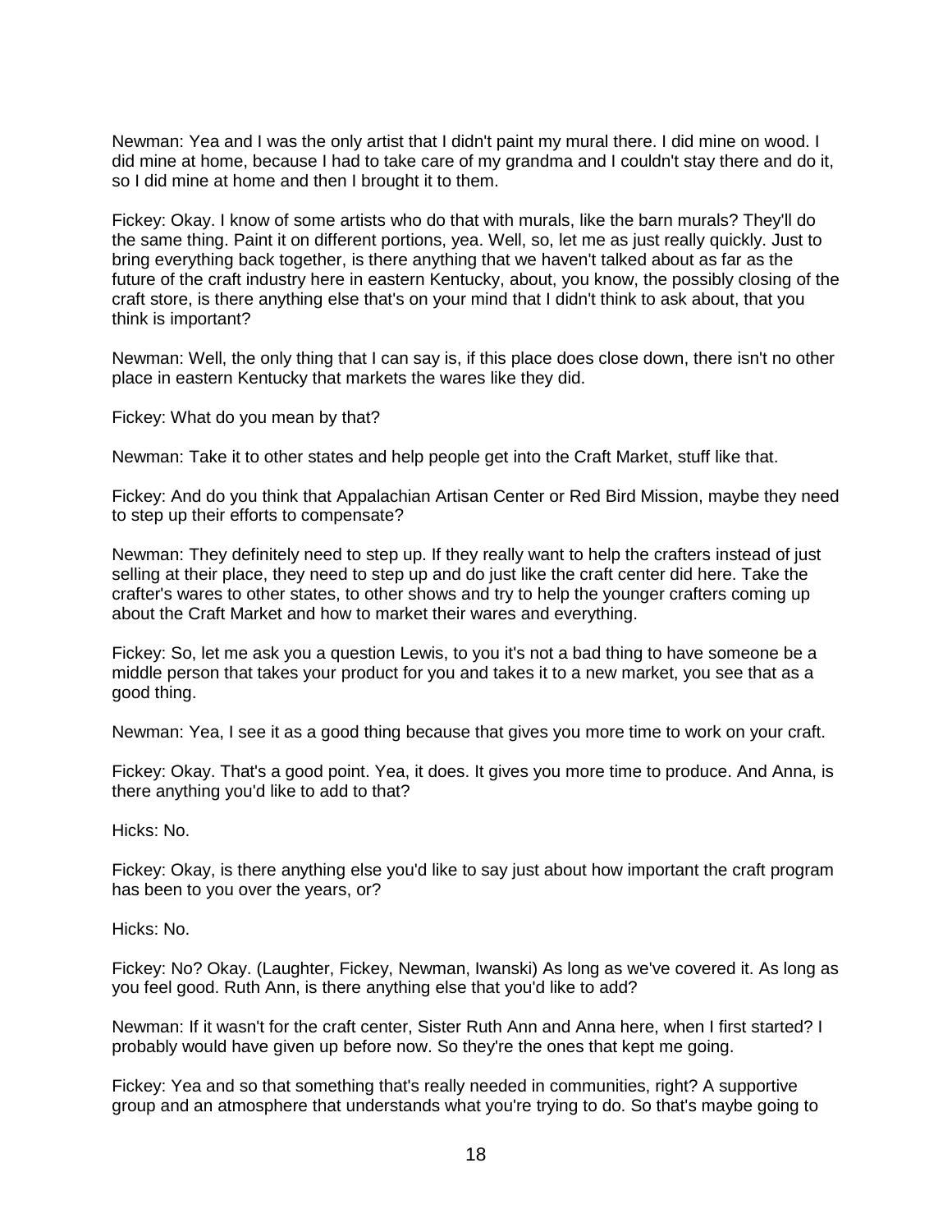Newman: Yea and I was the only artist that I didn't paint my mural there. I did mine on wood. I did mine at home, because I had to take care of my grandma and I couldn't stay there and do it, so I did mine at home and then I brought it to them.

Fickey: Okay. I know of some artists who do that with murals, like the barn murals? They'll do the same thing. Paint it on different portions, yea. Well, so, let me as just really quickly. Just to bring everything back together, is there anything that we haven't talked about as far as the future of the craft industry here in eastern Kentucky, about, you know, the possibly closing of the craft store, is there anything else that's on your mind that I didn't think to ask about, that you think is important?

Newman: Well, the only thing that I can say is, if this place does close down, there isn't no other place in eastern Kentucky that markets the wares like they did.

Fickey: What do you mean by that?

Newman: Take it to other states and help people get into the Craft Market, stuff like that.

Fickey: And do you think that Appalachian Artisan Center or Red Bird Mission, maybe they need to step up their efforts to compensate?

Newman: They definitely need to step up. If they really want to help the crafters instead of just selling at their place, they need to step up and do just like the craft center did here. Take the crafter's wares to other states, to other shows and try to help the younger crafters coming up about the Craft Market and how to market their wares and everything.

Fickey: So, let me ask you a question Lewis, to you it's not a bad thing to have someone be a middle person that takes your product for you and takes it to a new market, you see that as a good thing.

Newman: Yea, I see it as a good thing because that gives you more time to work on your craft.

Fickey: Okay. That's a good point. Yea, it does. It gives you more time to produce. And Anna, is there anything you'd like to add to that?

Hicks: No.

Fickey: Okay, is there anything else you'd like to say just about how important the craft program has been to you over the years, or?

Hicks: No.

Fickey: No? Okay. (Laughter, Fickey, Newman, Iwanski) As long as we've covered it. As long as you feel good. Ruth Ann, is there anything else that you'd like to add?

Newman: If it wasn't for the craft center, Sister Ruth Ann and Anna here, when I first started? I probably would have given up before now. So they're the ones that kept me going.

Fickey: Yea and so that something that's really needed in communities, right? A supportive group and an atmosphere that understands what you're trying to do. So that's maybe going to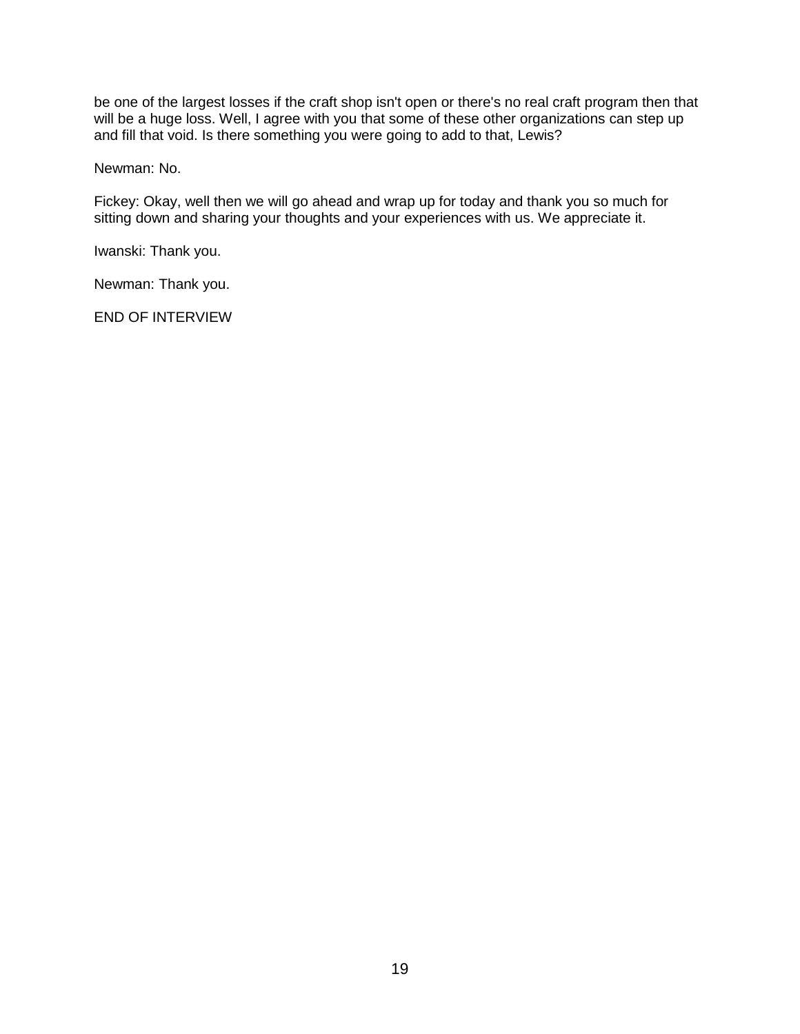be one of the largest losses if the craft shop isn't open or there's no real craft program then that will be a huge loss. Well, I agree with you that some of these other organizations can step up and fill that void. Is there something you were going to add to that, Lewis?

Newman: No.

Fickey: Okay, well then we will go ahead and wrap up for today and thank you so much for sitting down and sharing your thoughts and your experiences with us. We appreciate it.

Iwanski: Thank you.

Newman: Thank you.

END OF INTERVIEW